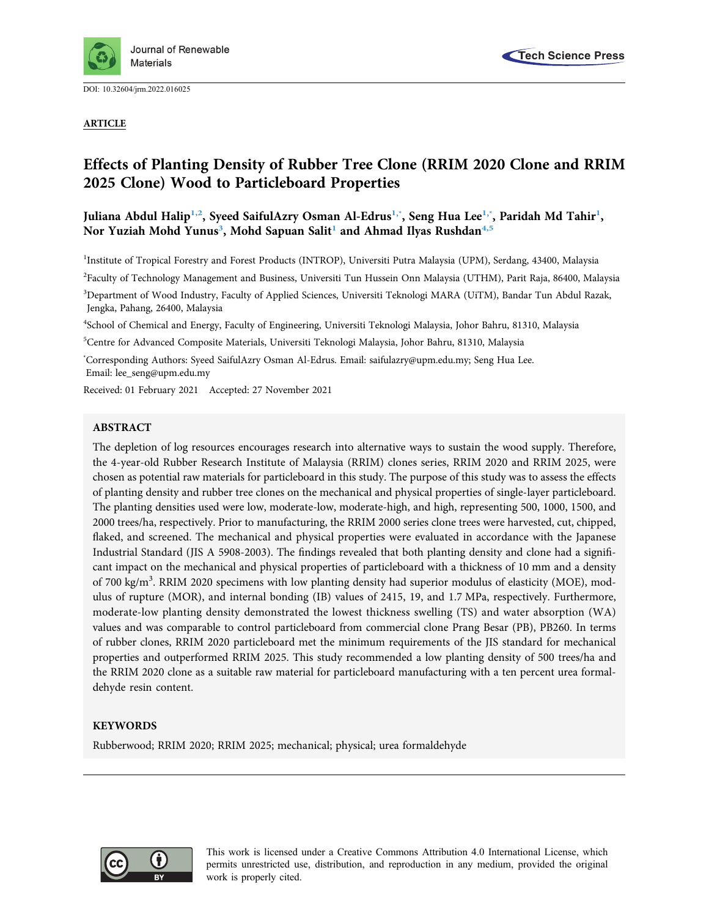DOI: 10.32604/jrm.2022.016025

**ARTICLE**

# Effects of Planting Density of Rubber Tree Clone (RRIM 2020 Clone and RRIM 2025 Clone) Wood to Particleboard Properties

**Juliana Abdul Halip[1,2], Syeed SaifulAzry Osman Al-Edrus[1,*], Seng Hua Lee[1,*], Paridah Md Tahir[1], Nor Yuziah Mohd Yunus[3], Mohd Sapuan Salit[1] and Ahmad Ilyas Rushdan[4,5]**

[1]Institute of Tropical Forestry and Forest Products (INTROP), Universiti Putra Malaysia (UPM), Serdang, 43400, Malaysia

[2]Faculty of Technology Management and Business, Universiti Tun Hussein Onn Malaysia (UTHM), Parit Raja, 86400, Malaysia

[3]Department of Wood Industry, Faculty of Applied Sciences, Universiti Teknologi MARA (UiTM), Bandar Tun Abdul Razak, Jengka, Pahang, 26400, Malaysia

[4]School of Chemical and Energy, Faculty of Engineering, Universiti Teknologi Malaysia, Johor Bahru, 81310, Malaysia

[5]Centre for Advanced Composite Materials, Universiti Teknologi Malaysia, Johor Bahru, 81310, Malaysia

[*]Corresponding Authors: Syeed SaifulAzry Osman Al-Edrus. Email: saifulazry@upm.edu.my; Seng Hua Lee. Email: lee_seng@upm.edu.my

Received: 01 February 2021 Accepted: 27 November 2021

## ABSTRACT

The depletion of log resources encourages research into alternative ways to sustain the wood supply. Therefore, the 4-year-old Rubber Research Institute of Malaysia (RRIM) clones series, RRIM 2020 and RRIM 2025, were chosen as potential raw materials for particleboard in this study. The purpose of this study was to assess the effects of planting density and rubber tree clones on the mechanical and physical properties of single-layer particleboard. The planting densities used were low, moderate-low, moderate-high, and high, representing 500, 1000, 1500, and 2000 trees/ha, respectively. Prior to manufacturing, the RRIM 2000 series clone trees were harvested, cut, chipped, flaked, and screened. The mechanical and physical properties were evaluated in accordance with the Japanese Industrial Standard (JIS A 5908-2003). The findings revealed that both planting density and clone had a significant impact on the mechanical and physical properties of particleboard with a thickness of 10 mm and a density of 700 kg/m$^3$. RRIM 2020 specimens with low planting density had superior modulus of elasticity (MOE), modulus of rupture (MOR), and internal bonding (IB) values of 2415, 19, and 1.7 MPa, respectively. Furthermore, moderate-low planting density demonstrated the lowest thickness swelling (TS) and water absorption (WA) values and was comparable to control particleboard from commercial clone Prang Besar (PB), PB260. In terms of rubber clones, RRIM 2020 particleboard met the minimum requirements of the JIS standard for mechanical properties and outperformed RRIM 2025. This study recommended a low planting density of 500 trees/ha and the RRIM 2020 clone as a suitable raw material for particleboard manufacturing with a ten percent urea formaldehyde resin content.

## KEYWORDS

Rubberwood; RRIM 2020; RRIM 2025; mechanical; physical; urea formaldehyde

This work is licensed under a Creative Commons Attribution 4.0 International License, which permits unrestricted use, distribution, and reproduction in any medium, provided the original work is properly cited.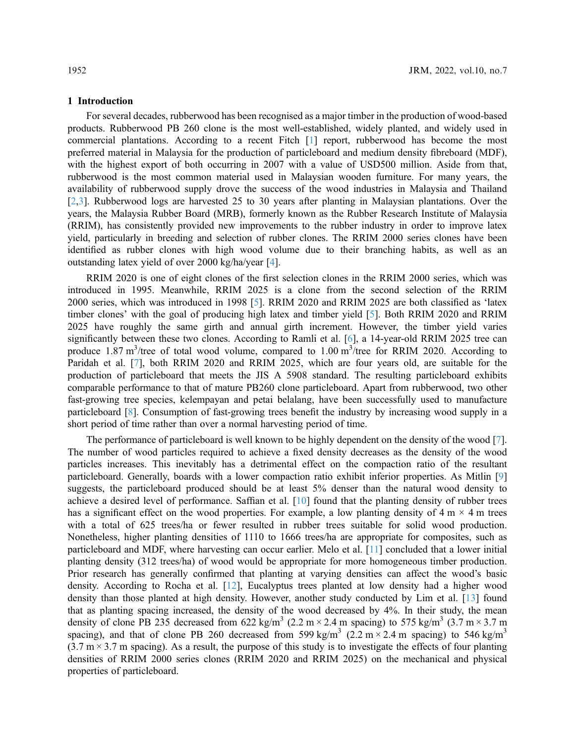## 1 Introduction

For several decades, rubberwood has been recognised as a major timber in the production of wood-based products. Rubberwood PB 260 clone is the most well-established, widely planted, and widely used in commercial plantations. According to a recent Fitch [1] report, rubberwood has become the most preferred material in Malaysia for the production of particleboard and medium density fibreboard (MDF), with the highest export of both occurring in 2007 with a value of USD500 million. Aside from that, rubberwood is the most common material used in Malaysian wooden furniture. For many years, the availability of rubberwood supply drove the success of the wood industries in Malaysia and Thailand [2,3]. Rubberwood logs are harvested 25 to 30 years after planting in Malaysian plantations. Over the years, the Malaysia Rubber Board (MRB), formerly known as the Rubber Research Institute of Malaysia (RRIM), has consistently provided new improvements to the rubber industry in order to improve latex yield, particularly in breeding and selection of rubber clones. The RRIM 2000 series clones have been identified as rubber clones with high wood volume due to their branching habits, as well as an outstanding latex yield of over 2000 kg/ha/year [4].

RRIM 2020 is one of eight clones of the first selection clones in the RRIM 2000 series, which was introduced in 1995. Meanwhile, RRIM 2025 is a clone from the second selection of the RRIM 2000 series, which was introduced in 1998 [5]. RRIM 2020 and RRIM 2025 are both classified as 'latex timber clones' with the goal of producing high latex and timber yield [5]. Both RRIM 2020 and RRIM 2025 have roughly the same girth and annual girth increment. However, the timber yield varies significantly between these two clones. According to Ramli et al. [6], a 14-year-old RRIM 2025 tree can produce 1.87 $m^3$/tree of total wood volume, compared to 1.00 $m^3$/tree for RRIM 2020. According to Paridah et al. [7], both RRIM 2020 and RRIM 2025, which are four years old, are suitable for the production of particleboard that meets the JIS A 5908 standard. The resulting particleboard exhibits comparable performance to that of mature PB260 clone particleboard. Apart from rubberwood, two other fast-growing tree species, kelempayan and petai belalang, have been successfully used to manufacture particleboard [8]. Consumption of fast-growing trees benefit the industry by increasing wood supply in a short period of time rather than over a normal harvesting period of time.

The performance of particleboard is well known to be highly dependent on the density of the wood [7]. The number of wood particles required to achieve a fixed density decreases as the density of the wood particles increases. This inevitably has a detrimental effect on the compaction ratio of the resultant particleboard. Generally, boards with a lower compaction ratio exhibit inferior properties. As Mitlin [9] suggests, the particleboard produced should be at least 5% denser than the natural wood density to achieve a desired level of performance. Saffian et al. [10] found that the planting density of rubber trees has a significant effect on the wood properties. For example, a low planting density of 4 m × 4 m trees with a total of 625 trees/ha or fewer resulted in rubber trees suitable for solid wood production. Nonetheless, higher planting densities of 1110 to 1666 trees/ha are appropriate for composites, such as particleboard and MDF, where harvesting can occur earlier. Melo et al. [11] concluded that a lower initial planting density (312 trees/ha) of wood would be appropriate for more homogeneous timber production. Prior research has generally confirmed that planting at varying densities can affect the wood's basic density. According to Rocha et al. [12], Eucalyptus trees planted at low density had a higher wood density than those planted at high density. However, another study conducted by Lim et al. [13] found that as planting spacing increased, the density of the wood decreased by 4%. In their study, the mean density of clone PB 235 decreased from 622 $kg/m^3$ (2.2 m × 2.4 m spacing) to 575 $kg/m^3$ (3.7 m × 3.7 m spacing), and that of clone PB 260 decreased from 599 $kg/m^3$ (2.2 m × 2.4 m spacing) to 546 $kg/m^3$ (3.7 m × 3.7 m spacing). As a result, the purpose of this study is to investigate the effects of four planting densities of RRIM 2000 series clones (RRIM 2020 and RRIM 2025) on the mechanical and physical properties of particleboard.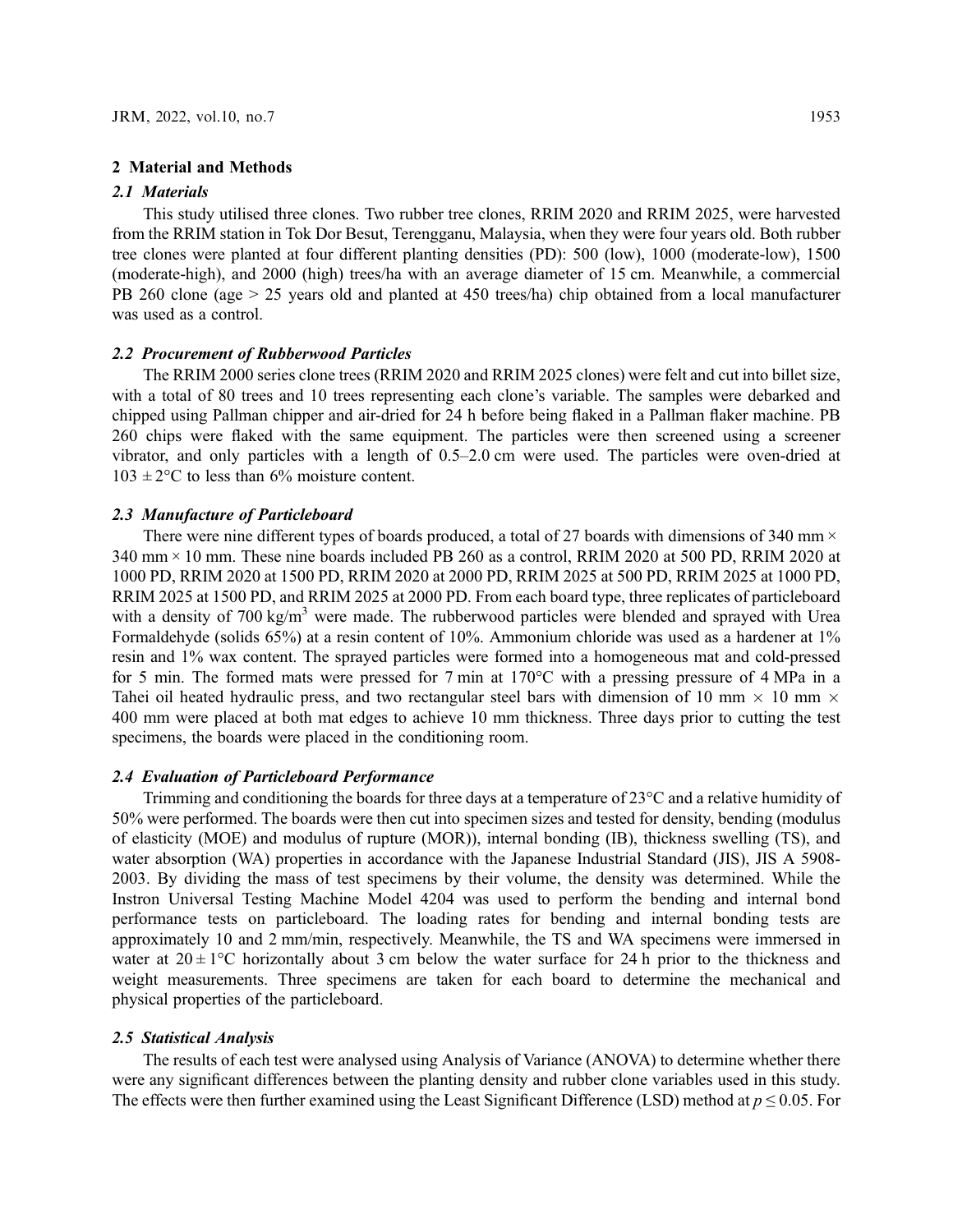## 2 Material and Methods

### 2.1 Materials

This study utilised three clones. Two rubber tree clones, RRIM 2020 and RRIM 2025, were harvested from the RRIM station in Tok Dor Besut, Terengganu, Malaysia, when they were four years old. Both rubber tree clones were planted at four different planting densities (PD): 500 (low), 1000 (moderate-low), 1500 (moderate-high), and 2000 (high) trees/ha with an average diameter of 15 cm. Meanwhile, a commercial PB 260 clone (age > 25 years old and planted at 450 trees/ha) chip obtained from a local manufacturer was used as a control.

### 2.2 Procurement of Rubberwood Particles

The RRIM 2000 series clone trees (RRIM 2020 and RRIM 2025 clones) were felt and cut into billet size, with a total of 80 trees and 10 trees representing each clone's variable. The samples were debarked and chipped using Pallman chipper and air-dried for 24 h before being flaked in a Pallman flaker machine. PB 260 chips were flaked with the same equipment. The particles were then screened using a screener vibrator, and only particles with a length of 0.5–2.0 cm were used. The particles were oven-dried at $103 \pm 2$°C to less than 6% moisture content.

### 2.3 Manufacture of Particleboard

There were nine different types of boards produced, a total of 27 boards with dimensions of 340 mm × 340 mm × 10 mm. These nine boards included PB 260 as a control, RRIM 2020 at 500 PD, RRIM 2020 at 1000 PD, RRIM 2020 at 1500 PD, RRIM 2020 at 2000 PD, RRIM 2025 at 500 PD, RRIM 2025 at 1000 PD, RRIM 2025 at 1500 PD, and RRIM 2025 at 2000 PD. From each board type, three replicates of particleboard with a density of 700 $kg/m^3$ were made. The rubberwood particles were blended and sprayed with Urea Formaldehyde (solids 65%) at a resin content of 10%. Ammonium chloride was used as a hardener at 1% resin and 1% wax content. The sprayed particles were formed into a homogeneous mat and cold-pressed for 5 min. The formed mats were pressed for 7 min at 170°C with a pressing pressure of 4 MPa in a Tahei oil heated hydraulic press, and two rectangular steel bars with dimension of 10 mm × 10 mm × 400 mm were placed at both mat edges to achieve 10 mm thickness. Three days prior to cutting the test specimens, the boards were placed in the conditioning room.

### 2.4 Evaluation of Particleboard Performance

Trimming and conditioning the boards for three days at a temperature of 23°C and a relative humidity of 50% were performed. The boards were then cut into specimen sizes and tested for density, bending (modulus of elasticity (MOE) and modulus of rupture (MOR)), internal bonding (IB), thickness swelling (TS), and water absorption (WA) properties in accordance with the Japanese Industrial Standard (JIS), JIS A 5908-2003. By dividing the mass of test specimens by their volume, the density was determined. While the Instron Universal Testing Machine Model 4204 was used to perform the bending and internal bond performance tests on particleboard. The loading rates for bending and internal bonding tests are approximately 10 and 2 mm/min, respectively. Meanwhile, the TS and WA specimens were immersed in water at $20 \pm 1$°C horizontally about 3 cm below the water surface for 24 h prior to the thickness and weight measurements. Three specimens are taken for each board to determine the mechanical and physical properties of the particleboard.

### 2.5 Statistical Analysis

The results of each test were analysed using Analysis of Variance (ANOVA) to determine whether there were any significant differences between the planting density and rubber clone variables used in this study. The effects were then further examined using the Least Significant Difference (LSD) method at $p \leq 0.05$. For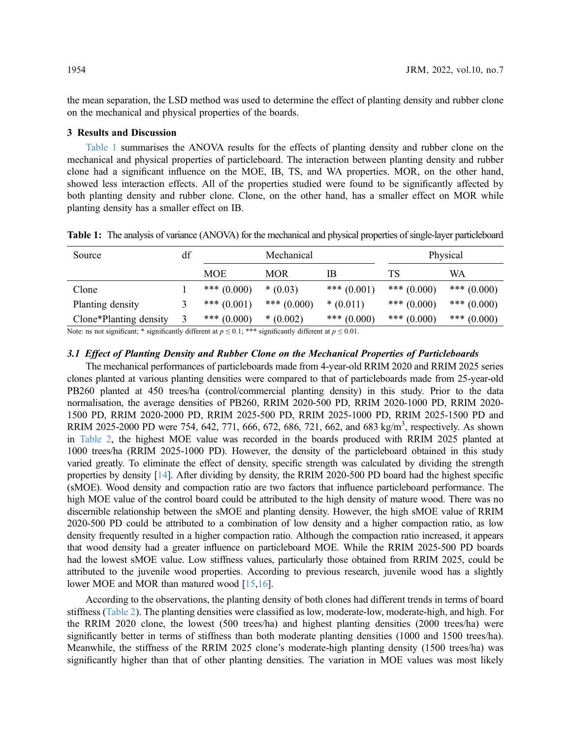the mean separation, the LSD method was used to determine the effect of planting density and rubber clone on the mechanical and physical properties of the boards.

## 3 Results and Discussion

Table 1 summarises the ANOVA results for the effects of planting density and rubber clone on the mechanical and physical properties of particleboard. The interaction between planting density and rubber clone had a significant influence on the MOE, IB, TS, and WA properties. MOR, on the other hand, showed less interaction effects. All of the properties studied were found to be significantly affected by both planting density and rubber clone. Clone, on the other hand, has a smaller effect on MOR while planting density has a smaller effect on IB.

**Table 1:** The analysis of variance (ANOVA) for the mechanical and physical properties of single-layer particleboard

| Source | df | Mechanical | | | Physical | |
|---|---|---|---|---|---|---|
| | | MOE | MOR | IB | TS | WA |
| Clone | 1 | *** (0.000) | * (0.03) | *** (0.001) | *** (0.000) | *** (0.000) |
| Planting density | 3 | *** (0.001) | *** (0.000) | * (0.011) | *** (0.000) | *** (0.000) |
| Clone*Planting density | 3 | *** (0.000) | * (0.002) | *** (0.000) | *** (0.000) | *** (0.000) |

Note: ns not significant; * significantly different at $p \leq 0.1$; *** significantly different at $p \leq 0.01$.

### *3.1 Effect of Planting Density and Rubber Clone on the Mechanical Properties of Particleboards*

The mechanical performances of particleboards made from 4-year-old RRIM 2020 and RRIM 2025 series clones planted at various planting densities were compared to that of particleboards made from 25-year-old PB260 planted at 450 trees/ha (control/commercial planting density) in this study. Prior to the data normalisation, the average densities of PB260, RRIM 2020-500 PD, RRIM 2020-1000 PD, RRIM 2020-1500 PD, RRIM 2020-2000 PD, RRIM 2025-500 PD, RRIM 2025-1000 PD, RRIM 2025-1500 PD and RRIM 2025-2000 PD were 754, 642, 771, 666, 672, 686, 721, 662, and 683 kg/m$^3$, respectively. As shown in Table 2, the highest MOE value was recorded in the boards produced with RRIM 2025 planted at 1000 trees/ha (RRIM 2025-1000 PD). However, the density of the particleboard obtained in this study varied greatly. To eliminate the effect of density, specific strength was calculated by dividing the strength properties by density [14]. After dividing by density, the RRIM 2020-500 PD board had the highest specific (sMOE). Wood density and compaction ratio are two factors that influence particleboard performance. The high MOE value of the control board could be attributed to the high density of mature wood. There was no discernible relationship between the sMOE and planting density. However, the high sMOE value of RRIM 2020-500 PD could be attributed to a combination of low density and a higher compaction ratio, as low density frequently resulted in a higher compaction ratio. Although the compaction ratio increased, it appears that wood density had a greater influence on particleboard MOE. While the RRIM 2025-500 PD boards had the lowest sMOE value. Low stiffness values, particularly those obtained from RRIM 2025, could be attributed to the juvenile wood properties. According to previous research, juvenile wood has a slightly lower MOE and MOR than matured wood [15,16].

According to the observations, the planting density of both clones had different trends in terms of board stiffness (Table 2). The planting densities were classified as low, moderate-low, moderate-high, and high. For the RRIM 2020 clone, the lowest (500 trees/ha) and highest planting densities (2000 trees/ha) were significantly better in terms of stiffness than both moderate planting densities (1000 and 1500 trees/ha). Meanwhile, the stiffness of the RRIM 2025 clone's moderate-high planting density (1500 trees/ha) was significantly higher than that of other planting densities. The variation in MOE values was most likely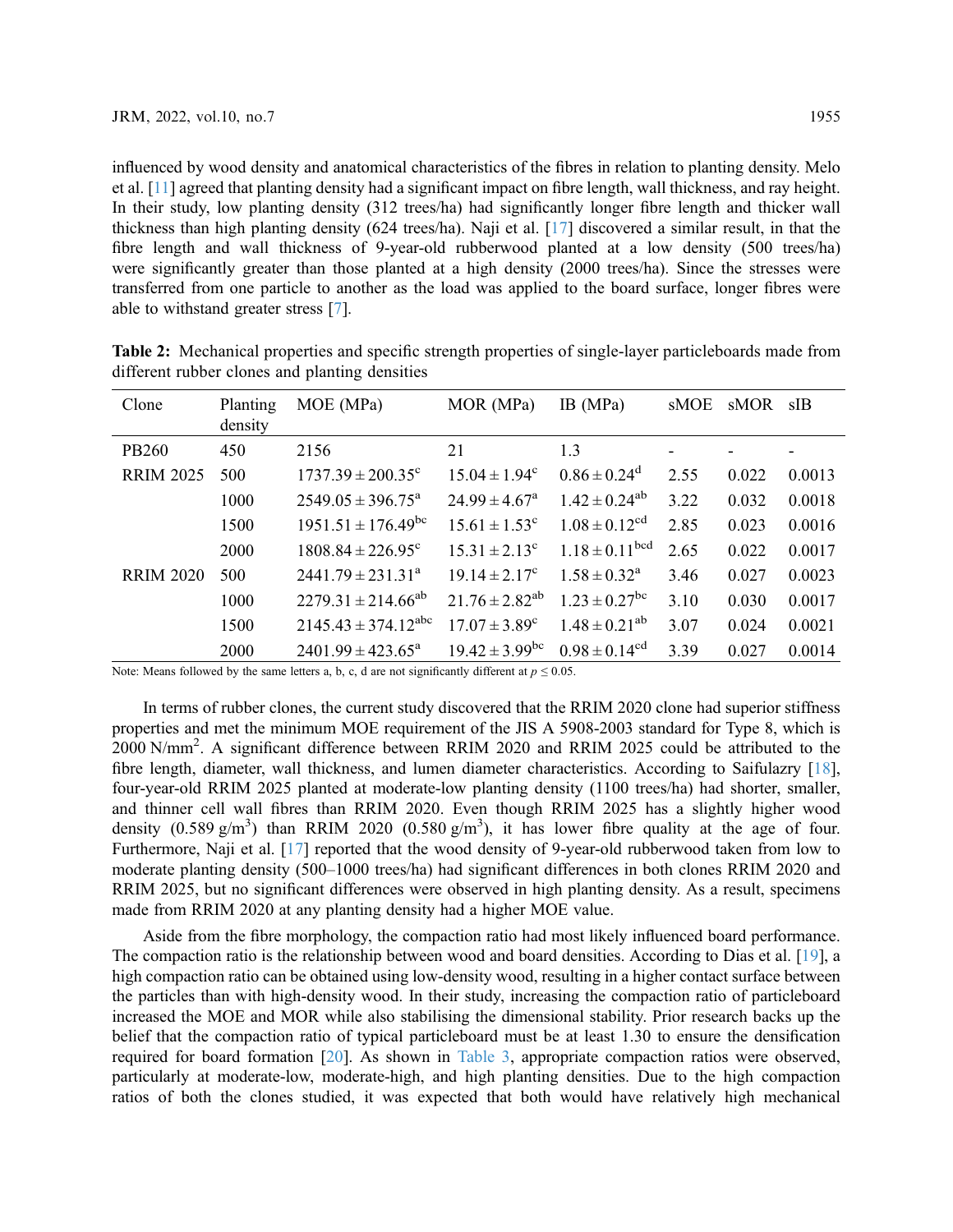influenced by wood density and anatomical characteristics of the fibres in relation to planting density. Melo et al. [11] agreed that planting density had a significant impact on fibre length, wall thickness, and ray height. In their study, low planting density (312 trees/ha) had significantly longer fibre length and thicker wall thickness than high planting density (624 trees/ha). Naji et al. [17] discovered a similar result, in that the fibre length and wall thickness of 9-year-old rubberwood planted at a low density (500 trees/ha) were significantly greater than those planted at a high density (2000 trees/ha). Since the stresses were transferred from one particle to another as the load was applied to the board surface, longer fibres were able to withstand greater stress [7].

**Table 2:** Mechanical properties and specific strength properties of single-layer particleboards made from different rubber clones and planting densities

| Clone | Planting density | MOE (MPa) | MOR (MPa) | IB (MPa) | sMOE | sMOR | sIB |
|---|---|---|---|---|---|---|---|
| PB260 | 450 | 2156 | 21 | 1.3 | - | - | - |
| RRIM 2025 | 500 | $1737.39 \pm 200.35^{c}$ | $15.04 \pm 1.94^{c}$ | $0.86 \pm 0.24^{d}$ | 2.55 | 0.022 | 0.0013 |
| | 1000 | $2549.05 \pm 396.75^{a}$ | $24.99 \pm 4.67^{a}$ | $1.42 \pm 0.24^{ab}$ | 3.22 | 0.032 | 0.0018 |
| | 1500 | $1951.51 \pm 176.49^{bc}$ | $15.61 \pm 1.53^{c}$ | $1.08 \pm 0.12^{cd}$ | 2.85 | 0.023 | 0.0016 |
| | 2000 | $1808.84 \pm 226.95^{c}$ | $15.31 \pm 2.13^{c}$ | $1.18 \pm 0.11^{bcd}$ | 2.65 | 0.022 | 0.0017 |
| RRIM 2020 | 500 | $2441.79 \pm 231.31^{a}$ | $19.14 \pm 2.17^{c}$ | $1.58 \pm 0.32^{a}$ | 3.46 | 0.027 | 0.0023 |
| | 1000 | $2279.31 \pm 214.66^{ab}$ | $21.76 \pm 2.82^{ab}$ | $1.23 \pm 0.27^{bc}$ | 3.10 | 0.030 | 0.0017 |
| | 1500 | $2145.43 \pm 374.12^{abc}$ | $17.07 \pm 3.89^{c}$ | $1.48 \pm 0.21^{ab}$ | 3.07 | 0.024 | 0.0021 |
| | 2000 | $2401.99 \pm 423.65^{a}$ | $19.42 \pm 3.99^{bc}$ | $0.98 \pm 0.14^{cd}$ | 3.39 | 0.027 | 0.0014 |

Note: Means followed by the same letters a, b, c, d are not significantly different at $p \leq 0.05$.

In terms of rubber clones, the current study discovered that the RRIM 2020 clone had superior stiffness properties and met the minimum MOE requirement of the JIS A 5908-2003 standard for Type 8, which is 2000 $N/mm^2$. A significant difference between RRIM 2020 and RRIM 2025 could be attributed to the fibre length, diameter, wall thickness, and lumen diameter characteristics. According to Saifulazry [18], four-year-old RRIM 2025 planted at moderate-low planting density (1100 trees/ha) had shorter, smaller, and thinner cell wall fibres than RRIM 2020. Even though RRIM 2025 has a slightly higher wood density (0.589 $g/m^3$) than RRIM 2020 (0.580 $g/m^3$), it has lower fibre quality at the age of four. Furthermore, Naji et al. [17] reported that the wood density of 9-year-old rubberwood taken from low to moderate planting density (500–1000 trees/ha) had significant differences in both clones RRIM 2020 and RRIM 2025, but no significant differences were observed in high planting density. As a result, specimens made from RRIM 2020 at any planting density had a higher MOE value.

Aside from the fibre morphology, the compaction ratio had most likely influenced board performance. The compaction ratio is the relationship between wood and board densities. According to Dias et al. [19], a high compaction ratio can be obtained using low-density wood, resulting in a higher contact surface between the particles than with high-density wood. In their study, increasing the compaction ratio of particleboard increased the MOE and MOR while also stabilising the dimensional stability. Prior research backs up the belief that the compaction ratio of typical particleboard must be at least 1.30 to ensure the densification required for board formation [20]. As shown in Table 3, appropriate compaction ratios were observed, particularly at moderate-low, moderate-high, and high planting densities. Due to the high compaction ratios of both the clones studied, it was expected that both would have relatively high mechanical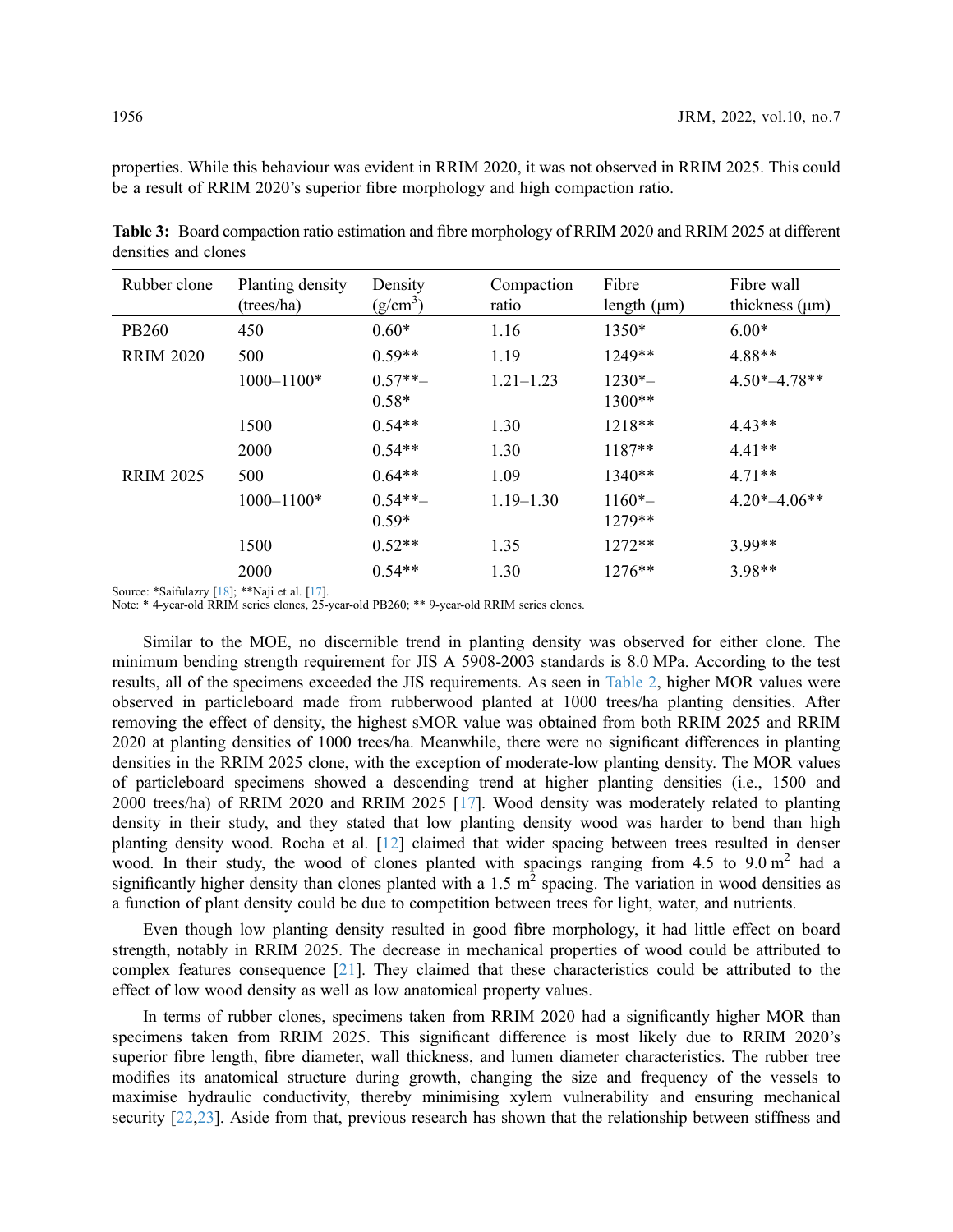properties. While this behaviour was evident in RRIM 2020, it was not observed in RRIM 2025. This could be a result of RRIM 2020's superior fibre morphology and high compaction ratio.

**Table 3:** Board compaction ratio estimation and fibre morphology of RRIM 2020 and RRIM 2025 at different densities and clones

| Rubber clone | Planting density (trees/ha) | Density ($g/cm^3$) | Compaction ratio | Fibre length (μm) | Fibre wall thickness (μm) |
|---|---|---|---|---|---|
| PB260 | 450 | 0.60* | 1.16 | 1350* | 6.00* |
| RRIM 2020 | 500 | 0.59** | 1.19 | 1249** | 4.88** |
| | 1000–1100* | 0.57**–0.58* | 1.21–1.23 | 1230*–1300** | 4.50*–4.78** |
| | 1500 | 0.54** | 1.30 | 1218** | 4.43** |
| | 2000 | 0.54** | 1.30 | 1187** | 4.41** |
| RRIM 2025 | 500 | 0.64** | 1.09 | 1340** | 4.71** |
| | 1000–1100* | 0.54**–0.59* | 1.19–1.30 | 1160*–1279** | 4.20*–4.06** |
| | 1500 | 0.52** | 1.35 | 1272** | 3.99** |
| | 2000 | 0.54** | 1.30 | 1276** | 3.98** |

Source: *Saifulazry [18]; **Naji et al. [17].
Note: * 4-year-old RRIM series clones, 25-year-old PB260; ** 9-year-old RRIM series clones.

Similar to the MOE, no discernible trend in planting density was observed for either clone. The minimum bending strength requirement for JIS A 5908-2003 standards is 8.0 MPa. According to the test results, all of the specimens exceeded the JIS requirements. As seen in Table 2, higher MOR values were observed in particleboard made from rubberwood planted at 1000 trees/ha planting densities. After removing the effect of density, the highest sMOR value was obtained from both RRIM 2025 and RRIM 2020 at planting densities of 1000 trees/ha. Meanwhile, there were no significant differences in planting densities in the RRIM 2025 clone, with the exception of moderate-low planting density. The MOR values of particleboard specimens showed a descending trend at higher planting densities (i.e., 1500 and 2000 trees/ha) of RRIM 2020 and RRIM 2025 [17]. Wood density was moderately related to planting density in their study, and they stated that low planting density wood was harder to bend than high planting density wood. Rocha et al. [12] claimed that wider spacing between trees resulted in denser wood. In their study, the wood of clones planted with spacings ranging from 4.5 to 9.0 $m^2$ had a significantly higher density than clones planted with a 1.5 $m^2$ spacing. The variation in wood densities as a function of plant density could be due to competition between trees for light, water, and nutrients.

Even though low planting density resulted in good fibre morphology, it had little effect on board strength, notably in RRIM 2025. The decrease in mechanical properties of wood could be attributed to complex features consequence [21]. They claimed that these characteristics could be attributed to the effect of low wood density as well as low anatomical property values.

In terms of rubber clones, specimens taken from RRIM 2020 had a significantly higher MOR than specimens taken from RRIM 2025. This significant difference is most likely due to RRIM 2020's superior fibre length, fibre diameter, wall thickness, and lumen diameter characteristics. The rubber tree modifies its anatomical structure during growth, changing the size and frequency of the vessels to maximise hydraulic conductivity, thereby minimising xylem vulnerability and ensuring mechanical security [22,23]. Aside from that, previous research has shown that the relationship between stiffness and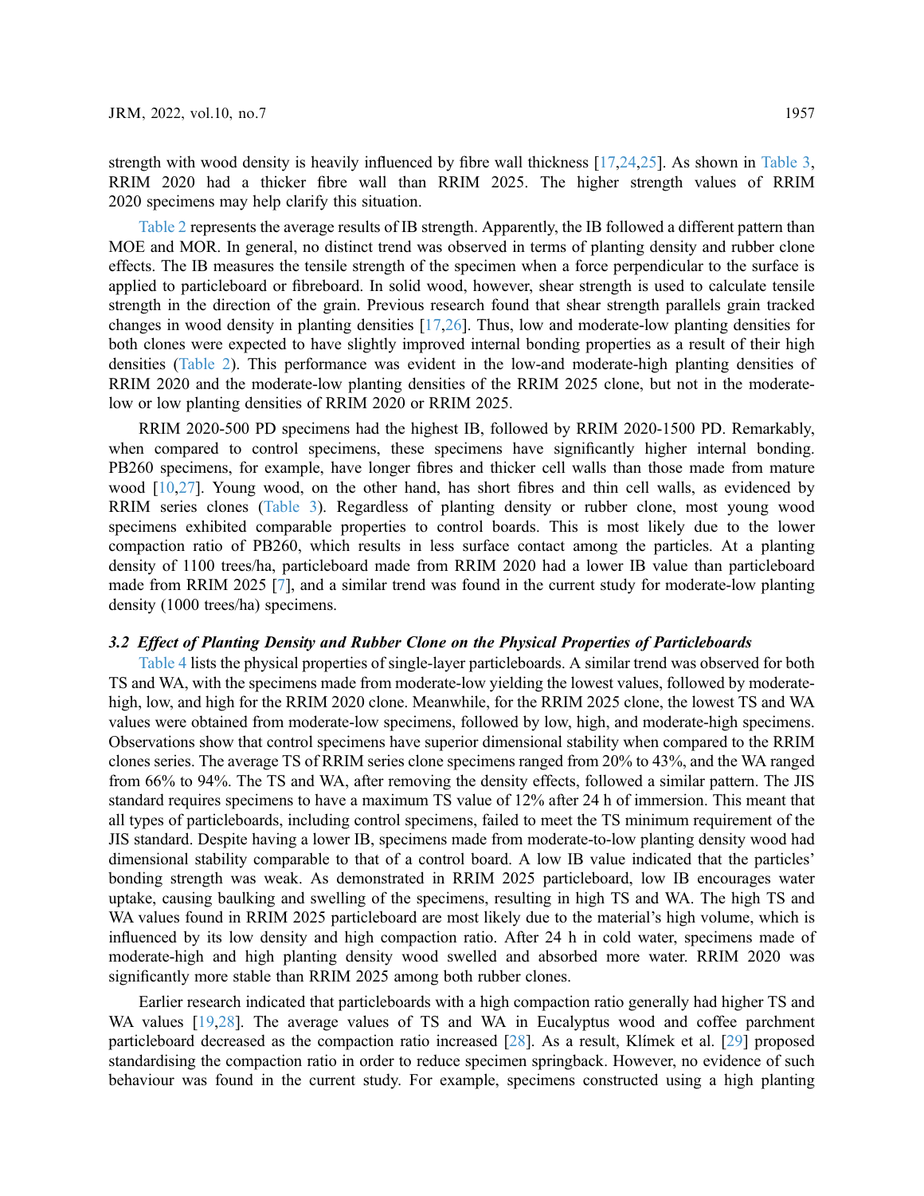strength with wood density is heavily influenced by fibre wall thickness [17,24,25]. As shown in Table 3, RRIM 2020 had a thicker fibre wall than RRIM 2025. The higher strength values of RRIM 2020 specimens may help clarify this situation.

Table 2 represents the average results of IB strength. Apparently, the IB followed a different pattern than MOE and MOR. In general, no distinct trend was observed in terms of planting density and rubber clone effects. The IB measures the tensile strength of the specimen when a force perpendicular to the surface is applied to particleboard or fibreboard. In solid wood, however, shear strength is used to calculate tensile strength in the direction of the grain. Previous research found that shear strength parallels grain tracked changes in wood density in planting densities [17,26]. Thus, low and moderate-low planting densities for both clones were expected to have slightly improved internal bonding properties as a result of their high densities (Table 2). This performance was evident in the low-and moderate-high planting densities of RRIM 2020 and the moderate-low planting densities of the RRIM 2025 clone, but not in the moderate-low or low planting densities of RRIM 2020 or RRIM 2025.

RRIM 2020-500 PD specimens had the highest IB, followed by RRIM 2020-1500 PD. Remarkably, when compared to control specimens, these specimens have significantly higher internal bonding. PB260 specimens, for example, have longer fibres and thicker cell walls than those made from mature wood [10,27]. Young wood, on the other hand, has short fibres and thin cell walls, as evidenced by RRIM series clones (Table 3). Regardless of planting density or rubber clone, most young wood specimens exhibited comparable properties to control boards. This is most likely due to the lower compaction ratio of PB260, which results in less surface contact among the particles. At a planting density of 1100 trees/ha, particleboard made from RRIM 2020 had a lower IB value than particleboard made from RRIM 2025 [7], and a similar trend was found in the current study for moderate-low planting density (1000 trees/ha) specimens.

### *3.2 Effect of Planting Density and Rubber Clone on the Physical Properties of Particleboards*

Table 4 lists the physical properties of single-layer particleboards. A similar trend was observed for both TS and WA, with the specimens made from moderate-low yielding the lowest values, followed by moderate-high, low, and high for the RRIM 2020 clone. Meanwhile, for the RRIM 2025 clone, the lowest TS and WA values were obtained from moderate-low specimens, followed by low, high, and moderate-high specimens. Observations show that control specimens have superior dimensional stability when compared to the RRIM clones series. The average TS of RRIM series clone specimens ranged from 20% to 43%, and the WA ranged from 66% to 94%. The TS and WA, after removing the density effects, followed a similar pattern. The JIS standard requires specimens to have a maximum TS value of 12% after 24 h of immersion. This meant that all types of particleboards, including control specimens, failed to meet the TS minimum requirement of the JIS standard. Despite having a lower IB, specimens made from moderate-to-low planting density wood had dimensional stability comparable to that of a control board. A low IB value indicated that the particles' bonding strength was weak. As demonstrated in RRIM 2025 particleboard, low IB encourages water uptake, causing baulking and swelling of the specimens, resulting in high TS and WA. The high TS and WA values found in RRIM 2025 particleboard are most likely due to the material's high volume, which is influenced by its low density and high compaction ratio. After 24 h in cold water, specimens made of moderate-high and high planting density wood swelled and absorbed more water. RRIM 2020 was significantly more stable than RRIM 2025 among both rubber clones.

Earlier research indicated that particleboards with a high compaction ratio generally had higher TS and WA values [19,28]. The average values of TS and WA in Eucalyptus wood and coffee parchment particleboard decreased as the compaction ratio increased [28]. As a result, Klímek et al. [29] proposed standardising the compaction ratio in order to reduce specimen springback. However, no evidence of such behaviour was found in the current study. For example, specimens constructed using a high planting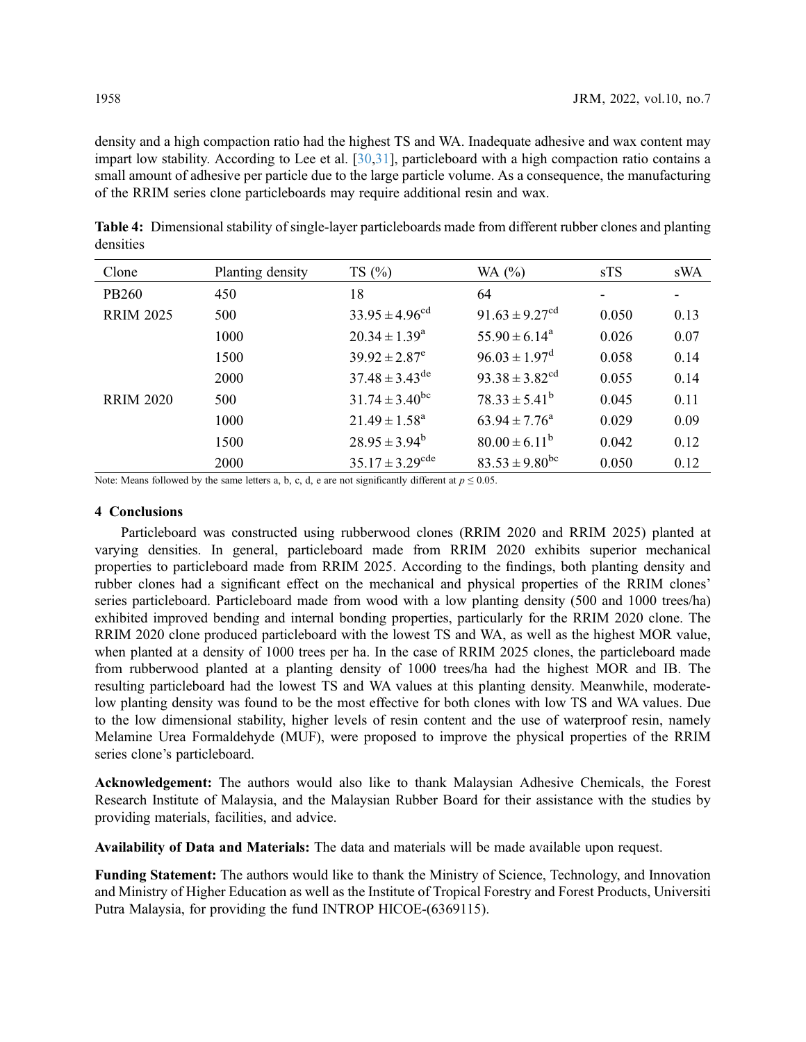density and a high compaction ratio had the highest TS and WA. Inadequate adhesive and wax content may impart low stability. According to Lee et al. [30,31], particleboard with a high compaction ratio contains a small amount of adhesive per particle due to the large particle volume. As a consequence, the manufacturing of the RRIM series clone particleboards may require additional resin and wax.

**Table 4:** Dimensional stability of single-layer particleboards made from different rubber clones and planting densities

| Clone | Planting density | TS (%) | WA (%) | sTS | sWA |
|---|---|---|---|---|---|
| PB260 | 450 | 18 | 64 | - | - |
| RRIM 2025 | 500 | $33.95 \pm 4.96^{cd}$ | $91.63 \pm 9.27^{cd}$ | 0.050 | 0.13 |
| | 1000 | $20.34 \pm 1.39^{a}$ | $55.90 \pm 6.14^{a}$ | 0.026 | 0.07 |
| | 1500 | $39.92 \pm 2.87^{e}$ | $96.03 \pm 1.97^{d}$ | 0.058 | 0.14 |
| | 2000 | $37.48 \pm 3.43^{de}$ | $93.38 \pm 3.82^{cd}$ | 0.055 | 0.14 |
| RRIM 2020 | 500 | $31.74 \pm 3.40^{bc}$ | $78.33 \pm 5.41^{b}$ | 0.045 | 0.11 |
| | 1000 | $21.49 \pm 1.58^{a}$ | $63.94 \pm 7.76^{a}$ | 0.029 | 0.09 |
| | 1500 | $28.95 \pm 3.94^{b}$ | $80.00 \pm 6.11^{b}$ | 0.042 | 0.12 |
| | 2000 | $35.17 \pm 3.29^{cde}$ | $83.53 \pm 9.80^{bc}$ | 0.050 | 0.12 |

Note: Means followed by the same letters a, b, c, d, e are not significantly different at $p \leq 0.05$.

## 4 Conclusions

Particleboard was constructed using rubberwood clones (RRIM 2020 and RRIM 2025) planted at varying densities. In general, particleboard made from RRIM 2020 exhibits superior mechanical properties to particleboard made from RRIM 2025. According to the findings, both planting density and rubber clones had a significant effect on the mechanical and physical properties of the RRIM clones' series particleboard. Particleboard made from wood with a low planting density (500 and 1000 trees/ha) exhibited improved bending and internal bonding properties, particularly for the RRIM 2020 clone. The RRIM 2020 clone produced particleboard with the lowest TS and WA, as well as the highest MOR value, when planted at a density of 1000 trees per ha. In the case of RRIM 2025 clones, the particleboard made from rubberwood planted at a planting density of 1000 trees/ha had the highest MOR and IB. The resulting particleboard had the lowest TS and WA values at this planting density. Meanwhile, moderate-low planting density was found to be the most effective for both clones with low TS and WA values. Due to the low dimensional stability, higher levels of resin content and the use of waterproof resin, namely Melamine Urea Formaldehyde (MUF), were proposed to improve the physical properties of the RRIM series clone's particleboard.

**Acknowledgement:** The authors would also like to thank Malaysian Adhesive Chemicals, the Forest Research Institute of Malaysia, and the Malaysian Rubber Board for their assistance with the studies by providing materials, facilities, and advice.

**Availability of Data and Materials:** The data and materials will be made available upon request.

**Funding Statement:** The authors would like to thank the Ministry of Science, Technology, and Innovation and Ministry of Higher Education as well as the Institute of Tropical Forestry and Forest Products, Universiti Putra Malaysia, for providing the fund INTROP HICOE-(6369115).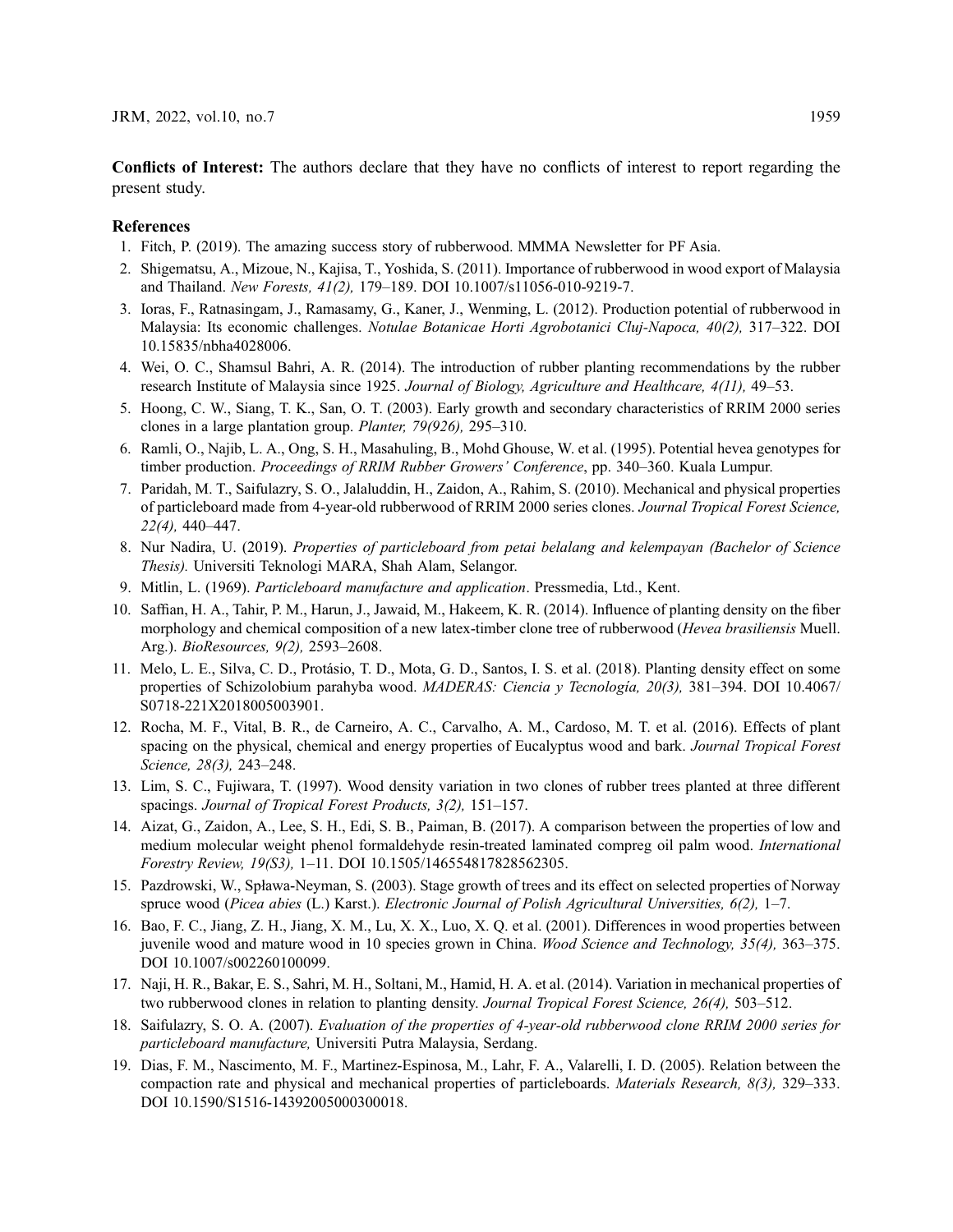**Conflicts of Interest:** The authors declare that they have no conflicts of interest to report regarding the present study.

## References

1. Fitch, P. (2019). The amazing success story of rubberwood. MMMA Newsletter for PF Asia.
2. Shigematsu, A., Mizoue, N., Kajisa, T., Yoshida, S. (2011). Importance of rubberwood in wood export of Malaysia and Thailand. *New Forests, 41(2),* 179–189. DOI 10.1007/s11056-010-9219-7.
3. Ioras, F., Ratnasingam, J., Ramasamy, G., Kaner, J., Wenming, L. (2012). Production potential of rubberwood in Malaysia: Its economic challenges. *Notulae Botanicae Horti Agrobotanici Cluj-Napoca, 40(2),* 317–322. DOI 10.15835/nbha4028006.
4. Wei, O. C., Shamsul Bahri, A. R. (2014). The introduction of rubber planting recommendations by the rubber research Institute of Malaysia since 1925. *Journal of Biology, Agriculture and Healthcare, 4(11),* 49–53.
5. Hoong, C. W., Siang, T. K., San, O. T. (2003). Early growth and secondary characteristics of RRIM 2000 series clones in a large plantation group. *Planter, 79(926),* 295–310.
6. Ramli, O., Najib, L. A., Ong, S. H., Masahuling, B., Mohd Ghouse, W. et al. (1995). Potential hevea genotypes for timber production. *Proceedings of RRIM Rubber Growers' Conference*, pp. 340–360. Kuala Lumpur.
7. Paridah, M. T., Saifulazry, S. O., Jalaluddin, H., Zaidon, A., Rahim, S. (2010). Mechanical and physical properties of particleboard made from 4-year-old rubberwood of RRIM 2000 series clones. *Journal Tropical Forest Science, 22(4),* 440–447.
8. Nur Nadira, U. (2019). *Properties of particleboard from petai belalang and kelempayan (Bachelor of Science Thesis).* Universiti Teknologi MARA, Shah Alam, Selangor.
9. Mitlin, L. (1969). *Particleboard manufacture and application*. Pressmedia, Ltd., Kent.
10. Saffian, H. A., Tahir, P. M., Harun, J., Jawaid, M., Hakeem, K. R. (2014). Influence of planting density on the fiber morphology and chemical composition of a new latex-timber clone tree of rubberwood (*Hevea brasiliensis* Muell. Arg.). *BioResources, 9(2),* 2593–2608.
11. Melo, L. E., Silva, C. D., Protásio, T. D., Mota, G. D., Santos, I. S. et al. (2018). Planting density effect on some properties of Schizolobium parahyba wood. *MADERAS: Ciencia y Tecnología, 20(3),* 381–394. DOI 10.4067/S0718-221X2018005003901.
12. Rocha, M. F., Vital, B. R., de Carneiro, A. C., Carvalho, A. M., Cardoso, M. T. et al. (2016). Effects of plant spacing on the physical, chemical and energy properties of Eucalyptus wood and bark. *Journal Tropical Forest Science, 28(3),* 243–248.
13. Lim, S. C., Fujiwara, T. (1997). Wood density variation in two clones of rubber trees planted at three different spacings. *Journal of Tropical Forest Products, 3(2),* 151–157.
14. Aizat, G., Zaidon, A., Lee, S. H., Edi, S. B., Paiman, B. (2017). A comparison between the properties of low and medium molecular weight phenol formaldehyde resin-treated laminated compreg oil palm wood. *International Forestry Review, 19(S3),* 1–11. DOI 10.1505/146554817828562305.
15. Pazdrowski, W., Spława-Neyman, S. (2003). Stage growth of trees and its effect on selected properties of Norway spruce wood (*Picea abies* (L.) Karst.). *Electronic Journal of Polish Agricultural Universities, 6(2),* 1–7.
16. Bao, F. C., Jiang, Z. H., Jiang, X. M., Lu, X. X., Luo, X. Q. et al. (2001). Differences in wood properties between juvenile wood and mature wood in 10 species grown in China. *Wood Science and Technology, 35(4),* 363–375. DOI 10.1007/s002260100099.
17. Naji, H. R., Bakar, E. S., Sahri, M. H., Soltani, M., Hamid, H. A. et al. (2014). Variation in mechanical properties of two rubberwood clones in relation to planting density. *Journal Tropical Forest Science, 26(4),* 503–512.
18. Saifulazry, S. O. A. (2007). *Evaluation of the properties of 4-year-old rubberwood clone RRIM 2000 series for particleboard manufacture,* Universiti Putra Malaysia, Serdang.
19. Dias, F. M., Nascimento, M. F., Martinez-Espinosa, M., Lahr, F. A., Valarelli, I. D. (2005). Relation between the compaction rate and physical and mechanical properties of particleboards. *Materials Research, 8(3),* 329–333. DOI 10.1590/S1516-14392005000300018.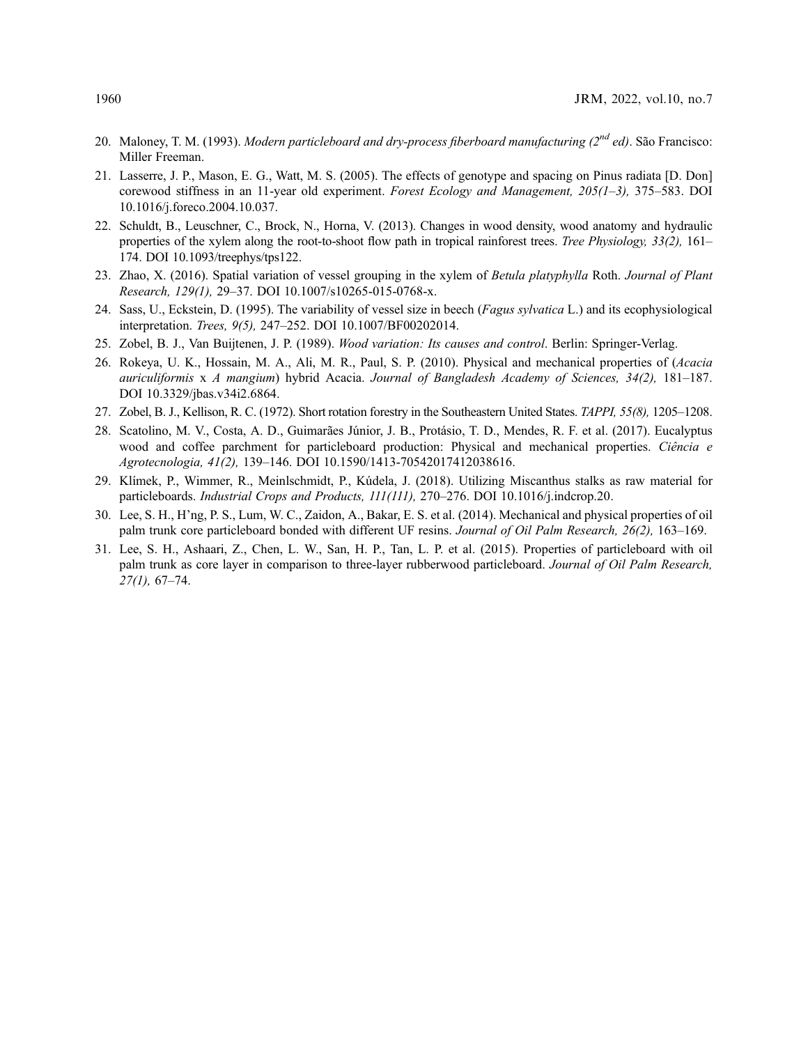20. Maloney, T. M. (1993). *Modern particleboard and dry-process fiberboard manufacturing (2nd ed)*. São Francisco: Miller Freeman.
21. Lasserre, J. P., Mason, E. G., Watt, M. S. (2005). The effects of genotype and spacing on Pinus radiata [D. Don] corewood stiffness in an 11-year old experiment. *Forest Ecology and Management, 205(1–3),* 375–583. DOI 10.1016/j.foreco.2004.10.037.
22. Schuldt, B., Leuschner, C., Brock, N., Horna, V. (2013). Changes in wood density, wood anatomy and hydraulic properties of the xylem along the root-to-shoot flow path in tropical rainforest trees. *Tree Physiology, 33(2),* 161–174. DOI 10.1093/treephys/tps122.
23. Zhao, X. (2016). Spatial variation of vessel grouping in the xylem of *Betula platyphylla* Roth. *Journal of Plant Research, 129(1),* 29–37. DOI 10.1007/s10265-015-0768-x.
24. Sass, U., Eckstein, D. (1995). The variability of vessel size in beech (*Fagus sylvatica* L.) and its ecophysiological interpretation. *Trees, 9(5),* 247–252. DOI 10.1007/BF00202014.
25. Zobel, B. J., Van Buijtenen, J. P. (1989). *Wood variation: Its causes and control*. Berlin: Springer-Verlag.
26. Rokeya, U. K., Hossain, M. A., Ali, M. R., Paul, S. P. (2010). Physical and mechanical properties of (*Acacia auriculiformis* x *A mangium*) hybrid Acacia. *Journal of Bangladesh Academy of Sciences, 34(2),* 181–187. DOI 10.3329/jbas.v34i2.6864.
27. Zobel, B. J., Kellison, R. C. (1972). Short rotation forestry in the Southeastern United States. *TAPPI, 55(8),* 1205–1208.
28. Scatolino, M. V., Costa, A. D., Guimarães Júnior, J. B., Protásio, T. D., Mendes, R. F. et al. (2017). Eucalyptus wood and coffee parchment for particleboard production: Physical and mechanical properties. *Ciência e Agrotecnologia, 41(2),* 139–146. DOI 10.1590/1413-70542017412038616.
29. Klímek, P., Wimmer, R., Meinlschmidt, P., Kúdela, J. (2018). Utilizing Miscanthus stalks as raw material for particleboards. *Industrial Crops and Products, 111(111),* 270–276. DOI 10.1016/j.indcrop.20.
30. Lee, S. H., H'ng, P. S., Lum, W. C., Zaidon, A., Bakar, E. S. et al. (2014). Mechanical and physical properties of oil palm trunk core particleboard bonded with different UF resins. *Journal of Oil Palm Research, 26(2),* 163–169.
31. Lee, S. H., Ashaari, Z., Chen, L. W., San, H. P., Tan, L. P. et al. (2015). Properties of particleboard with oil palm trunk as core layer in comparison to three-layer rubberwood particleboard. *Journal of Oil Palm Research, 27(1),* 67–74.